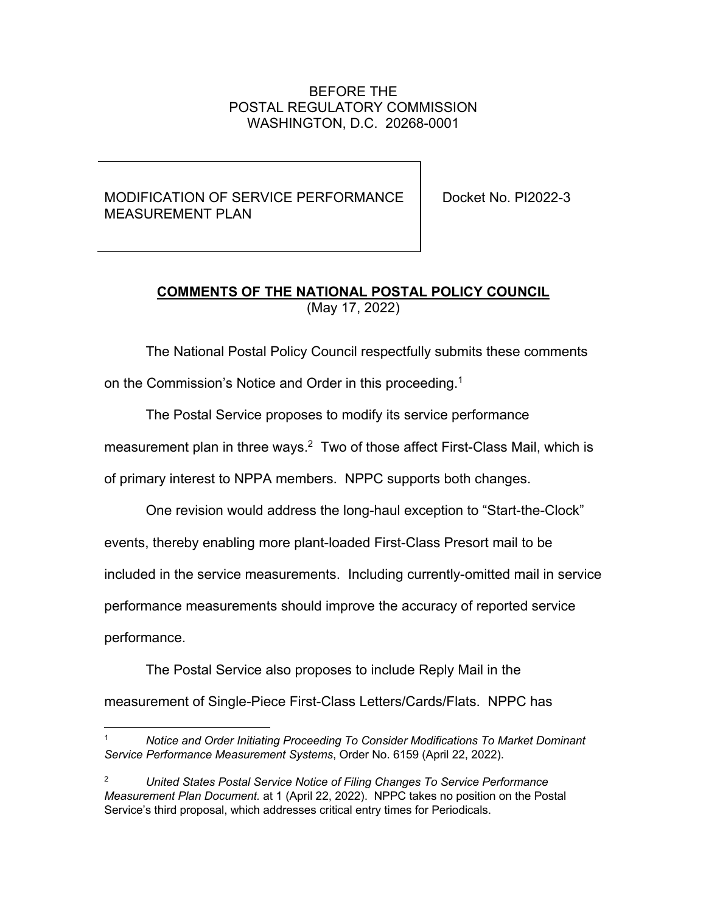BEFORE THE
POSTAL REGULATORY COMMISSION
WASHINGTON, D.C. 20268-0001

| MODIFICATION OF SERVICE PERFORMANCE MEASUREMENT PLAN | Docket No. PI2022-3 |
|---|---|

## COMMENTS OF THE NATIONAL POSTAL POLICY COUNCIL

(May 17, 2022)

The National Postal Policy Council respectfully submits these comments on the Commission's Notice and Order in this proceeding.[1]

The Postal Service proposes to modify its service performance measurement plan in three ways.[2] Two of those affect First-Class Mail, which is of primary interest to NPPA members. NPPC supports both changes.

One revision would address the long-haul exception to "Start-the-Clock" events, thereby enabling more plant-loaded First-Class Presort mail to be included in the service measurements. Including currently-omitted mail in service performance measurements should improve the accuracy of reported service performance.

The Postal Service also proposes to include Reply Mail in the measurement of Single-Piece First-Class Letters/Cards/Flats. NPPC has

---

[1] *Notice and Order Initiating Proceeding To Consider Modifications To Market Dominant Service Performance Measurement Systems*, Order No. 6159 (April 22, 2022).

[2] *United States Postal Service Notice of Filing Changes To Service Performance Measurement Plan Document.* at 1 (April 22, 2022). NPPC takes no position on the Postal Service's third proposal, which addresses critical entry times for Periodicals.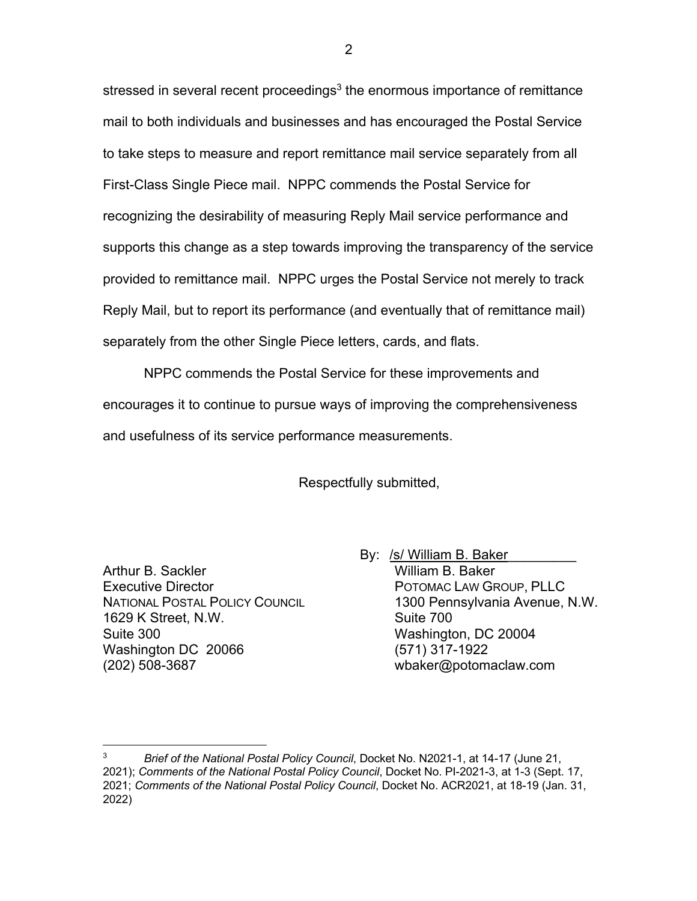stressed in several recent proceedings[3] the enormous importance of remittance mail to both individuals and businesses and has encouraged the Postal Service to take steps to measure and report remittance mail service separately from all First-Class Single Piece mail. NPPC commends the Postal Service for recognizing the desirability of measuring Reply Mail service performance and supports this change as a step towards improving the transparency of the service provided to remittance mail. NPPC urges the Postal Service not merely to track Reply Mail, but to report its performance (and eventually that of remittance mail) separately from the other Single Piece letters, cards, and flats.

NPPC commends the Postal Service for these improvements and encourages it to continue to pursue ways of improving the comprehensiveness and usefulness of its service performance measurements.

Respectfully submitted,

Arthur B. Sackler
Executive Director
NATIONAL POSTAL POLICY COUNCIL
1629 K Street, N.W.
Suite 300
Washington DC 20066
(202) 508-3687

By: /s/ William B. Baker
William B. Baker
POTOMAC LAW GROUP, PLLC
1300 Pennsylvania Avenue, N.W.
Suite 700
Washington, DC 20004
(571) 317-1922
wbaker@potomaclaw.com

---

[3] *Brief of the National Postal Policy Council*, Docket No. N2021-1, at 14-17 (June 21, 2021); *Comments of the National Postal Policy Council*, Docket No. PI-2021-3, at 1-3 (Sept. 17, 2021; *Comments of the National Postal Policy Council*, Docket No. ACR2021, at 18-19 (Jan. 31, 2022)